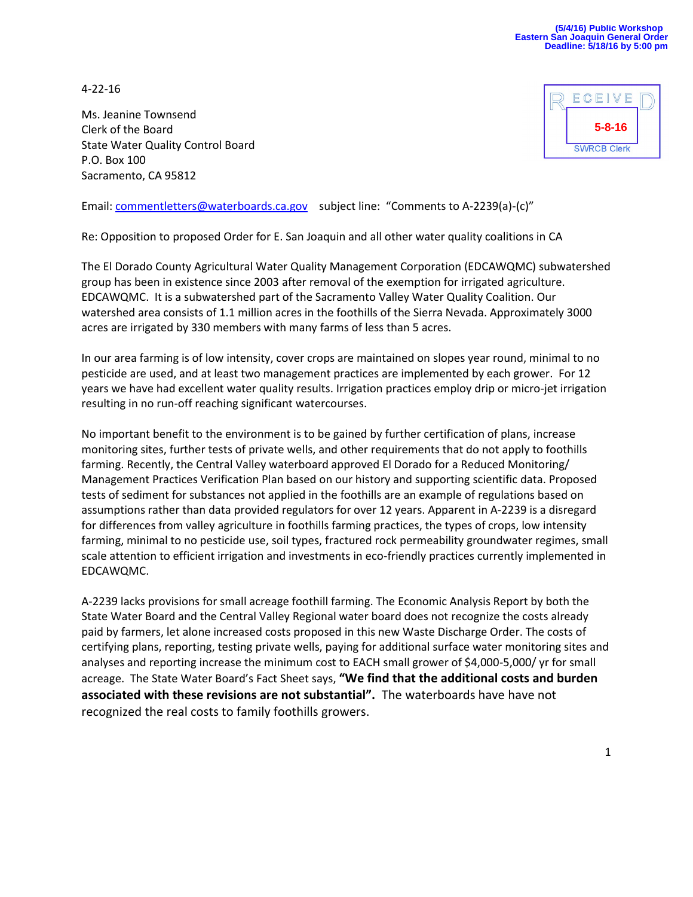(5/4/16) Public Workshop
Eastern San Joaquin General Order
Deadline: 5/18/16 by 5:00 pm

RECEIVED
5-8-16
SWRCB Clerk

4-22-16

Ms. Jeanine Townsend
Clerk of the Board
State Water Quality Control Board
P.O. Box 100
Sacramento, CA 95812

Email: commentletters@waterboards.ca.gov subject line: "Comments to A-2239(a)-(c)"

Re: Opposition to proposed Order for E. San Joaquin and all other water quality coalitions in CA

The El Dorado County Agricultural Water Quality Management Corporation (EDCAWQMC) subwatershed group has been in existence since 2003 after removal of the exemption for irrigated agriculture. EDCAWQMC. It is a subwatershed part of the Sacramento Valley Water Quality Coalition. Our watershed area consists of 1.1 million acres in the foothills of the Sierra Nevada. Approximately 3000 acres are irrigated by 330 members with many farms of less than 5 acres.

In our area farming is of low intensity, cover crops are maintained on slopes year round, minimal to no pesticide are used, and at least two management practices are implemented by each grower. For 12 years we have had excellent water quality results. Irrigation practices employ drip or micro-jet irrigation resulting in no run-off reaching significant watercourses.

No important benefit to the environment is to be gained by further certification of plans, increase monitoring sites, further tests of private wells, and other requirements that do not apply to foothills farming. Recently, the Central Valley waterboard approved El Dorado for a Reduced Monitoring/ Management Practices Verification Plan based on our history and supporting scientific data. Proposed tests of sediment for substances not applied in the foothills are an example of regulations based on assumptions rather than data provided regulators for over 12 years. Apparent in A-2239 is a disregard for differences from valley agriculture in foothills farming practices, the types of crops, low intensity farming, minimal to no pesticide use, soil types, fractured rock permeability groundwater regimes, small scale attention to efficient irrigation and investments in eco-friendly practices currently implemented in EDCAWQMC.

A-2239 lacks provisions for small acreage foothill farming. The Economic Analysis Report by both the State Water Board and the Central Valley Regional water board does not recognize the costs already paid by farmers, let alone increased costs proposed in this new Waste Discharge Order. The costs of certifying plans, reporting, testing private wells, paying for additional surface water monitoring sites and analyses and reporting increase the minimum cost to EACH small grower of $4,000-5,000/ yr for small acreage. The State Water Board's Fact Sheet says, **"We find that the additional costs and burden associated with these revisions are not substantial".** The waterboards have have not recognized the real costs to family foothills growers.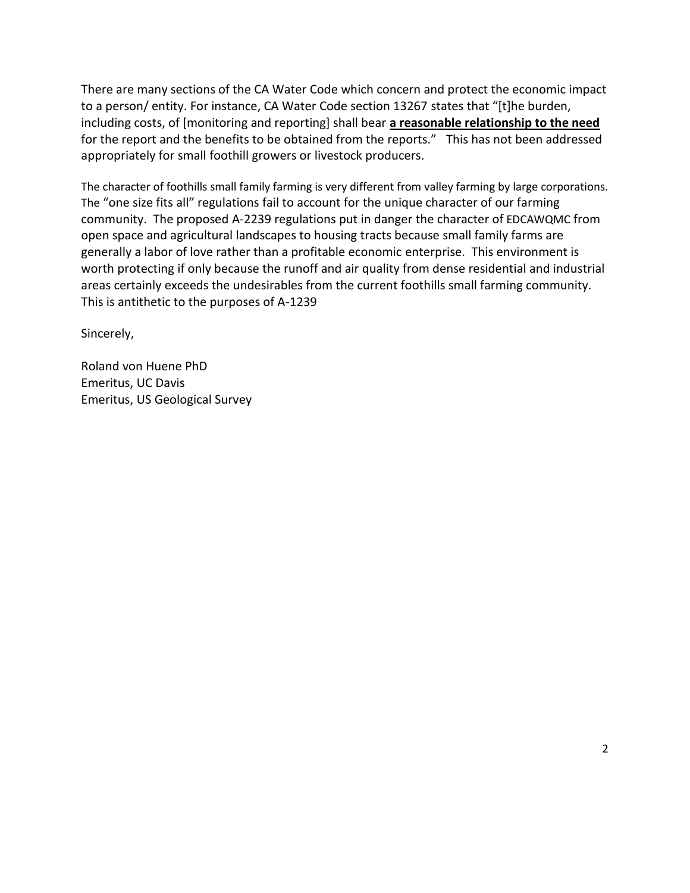There are many sections of the CA Water Code which concern and protect the economic impact to a person/ entity. For instance, CA Water Code section 13267 states that "[t]he burden, including costs, of [monitoring and reporting] shall bear **a reasonable relationship to the need** for the report and the benefits to be obtained from the reports." This has not been addressed appropriately for small foothill growers or livestock producers.

The character of foothills small family farming is very different from valley farming by large corporations. The "one size fits all" regulations fail to account for the unique character of our farming community. The proposed A-2239 regulations put in danger the character of EDCAWQMC from open space and agricultural landscapes to housing tracts because small family farms are generally a labor of love rather than a profitable economic enterprise. This environment is worth protecting if only because the runoff and air quality from dense residential and industrial areas certainly exceeds the undesirables from the current foothills small farming community. This is antithetic to the purposes of A-1239

Sincerely,

Roland von Huene PhD
Emeritus, UC Davis
Emeritus, US Geological Survey